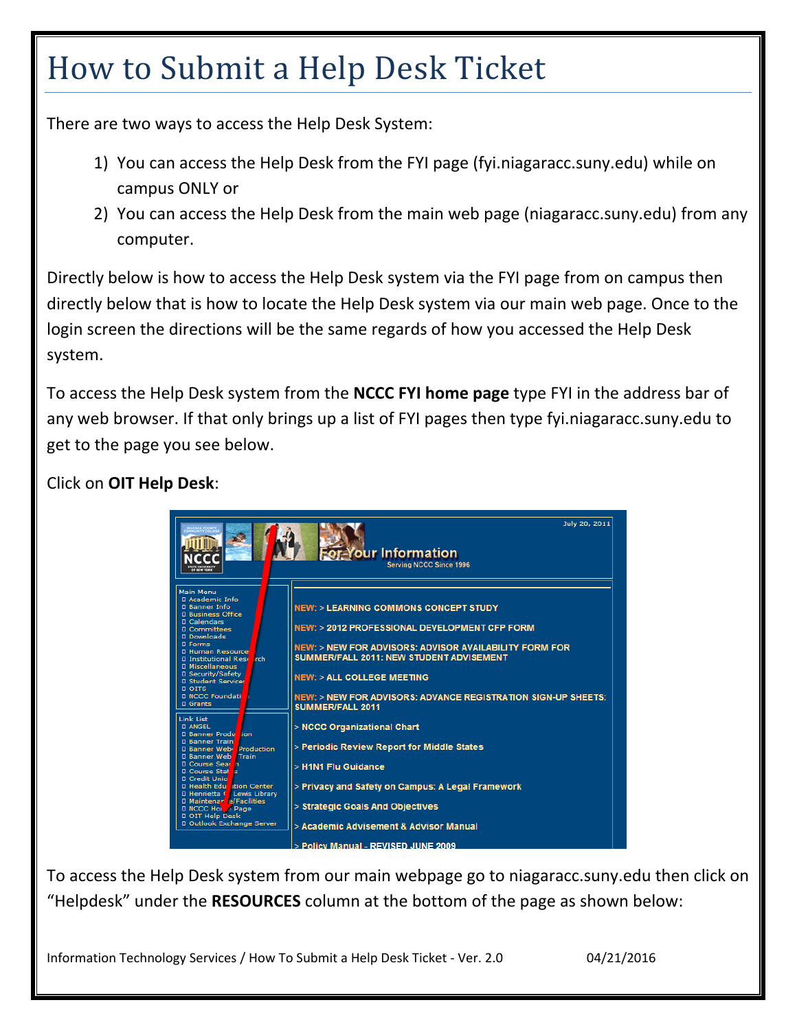# How to Submit a Help Desk Ticket

There are two ways to access the Help Desk System:

1) You can access the Help Desk from the FYI page (fyi.niagaracc.suny.edu) while on campus ONLY or
2) You can access the Help Desk from the main web page (niagaracc.suny.edu) from any computer.

Directly below is how to access the Help Desk system via the FYI page from on campus then directly below that is how to locate the Help Desk system via our main web page. Once to the login screen the directions will be the same regards of how you accessed the Help Desk system.

To access the Help Desk system from the **NCCC FYI home page** type FYI in the address bar of any web browser. If that only brings up a list of FYI pages then type fyi.niagaracc.suny.edu to get to the page you see below.

Click on **OIT Help Desk**:

To access the Help Desk system from our main webpage go to niagaracc.suny.edu then click on "Helpdesk" under the **RESOURCES** column at the bottom of the page as shown below: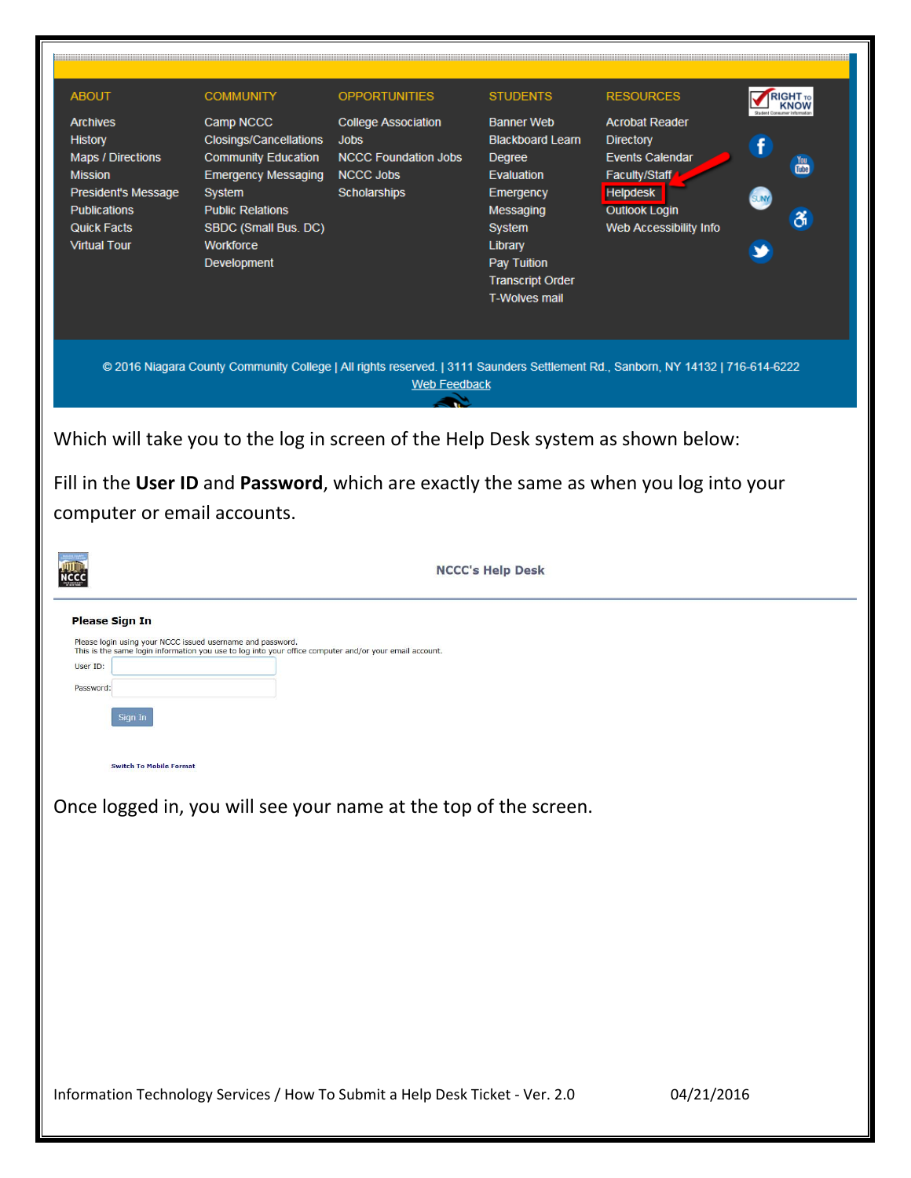| ABOUT | COMMUNITY | OPPORTUNITIES | STUDENTS | RESOURCES |
| --- | --- | --- | --- | --- |
| Archives | Camp NCCC | College Association Jobs | Banner Web | Acrobat Reader |
| History | Closings/Cancellations | NCCC Foundation Jobs | Blackboard Learn | Directory |
| Maps / Directions | Community Education | NCCC Jobs | Degree Evaluation | Events Calendar |
| Mission | Emergency Messaging System | Scholarships | Emergency Messaging System | Faculty/Staff |
| President's Message | Public Relations | | Library | Helpdesk |
| Publications | SBDC (Small Bus. DC) | | Pay Tuition | Outlook Login |
| Quick Facts | Workforce Development | | Transcript Order | Web Accessibility Info |
| Virtual Tour | | | T-Wolves mail | |

© 2016 Niagara County Community College | All rights reserved. | 3111 Saunders Settlement Rd., Sanborn, NY 14132 | 716-614-6222
Web Feedback

Which will take you to the log in screen of the Help Desk system as shown below:

Fill in the **User ID** and **Password**, which are exactly the same as when you log into your computer or email accounts.

**NCCC's Help Desk**

**Please Sign In**

Please login using your NCCC issued username and password.
This is the same login information you use to log into your office computer and/or your email account.

User ID:

Password:

Sign In

Switch To Mobile Format

Once logged in, you will see your name at the top of the screen.

Information Technology Services / How To Submit a Help Desk Ticket - Ver. 2.0 04/21/2016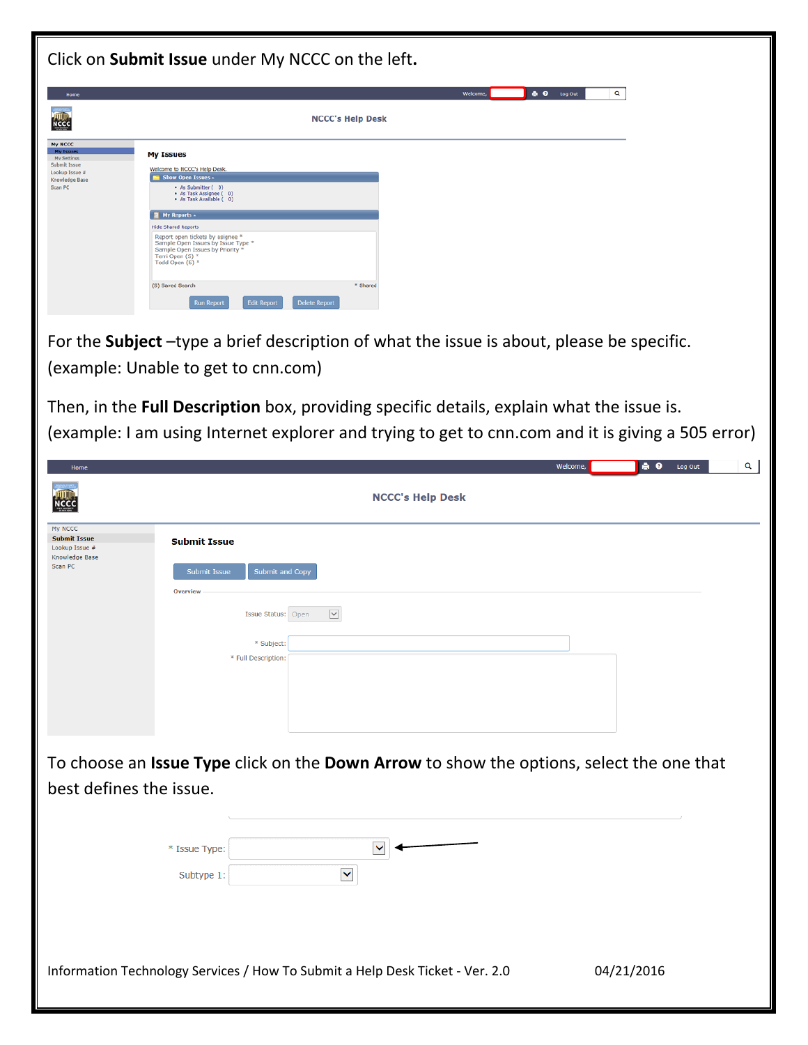Click on **Submit Issue** under My NCCC on the left**.**

For the **Subject** –type a brief description of what the issue is about, please be specific. (example: Unable to get to cnn.com)

Then, in the **Full Description** box, providing specific details, explain what the issue is. (example: I am using Internet explorer and trying to get to cnn.com and it is giving a 505 error)

To choose an **Issue Type** click on the **Down Arrow** to show the options, select the one that best defines the issue.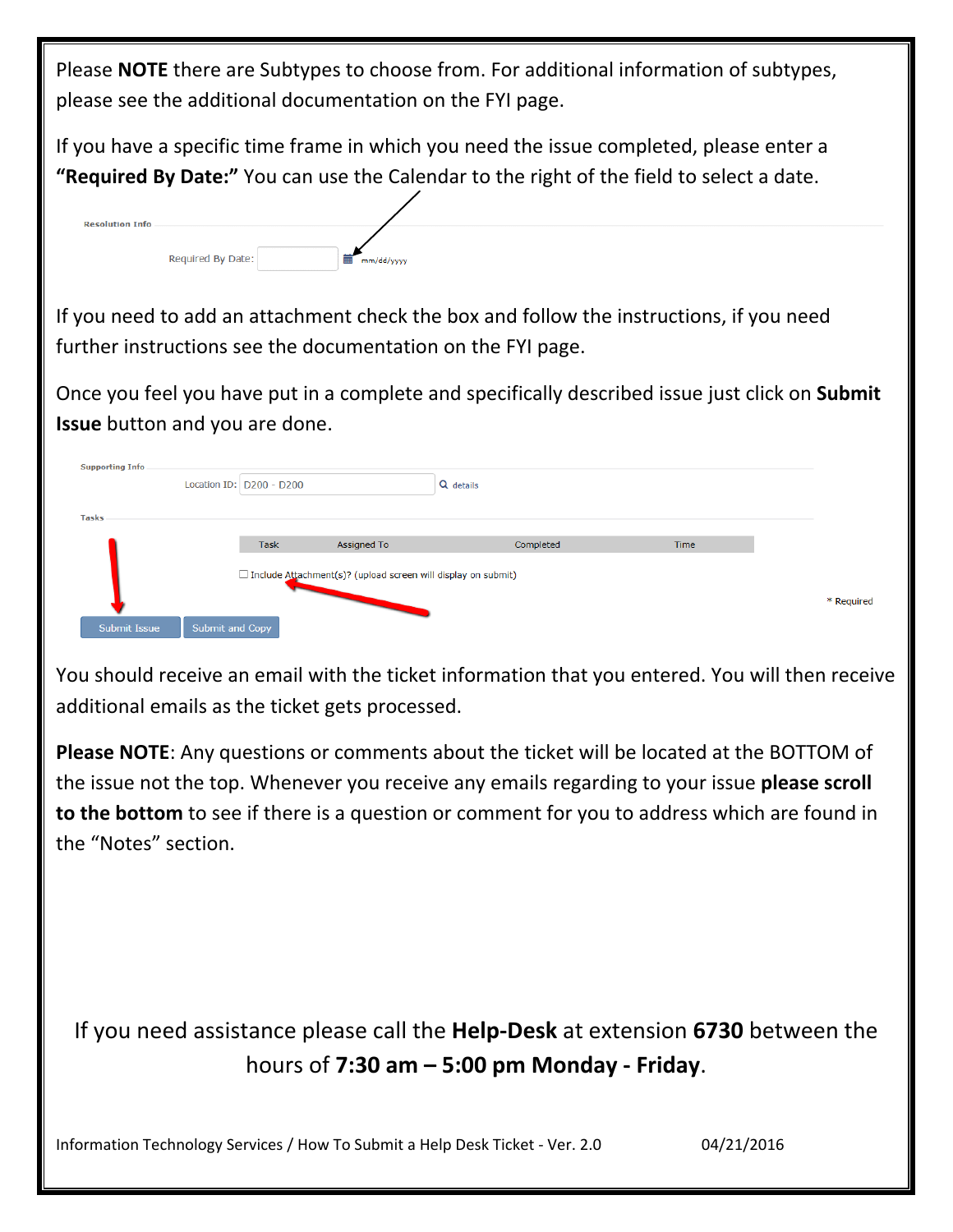Please **NOTE** there are Subtypes to choose from. For additional information of subtypes, please see the additional documentation on the FYI page.

If you have a specific time frame in which you need the issue completed, please enter a **"Required By Date:"** You can use the Calendar to the right of the field to select a date.

Resolution Info

Required By Date: mm/dd/yyyy

If you need to add an attachment check the box and follow the instructions, if you need further instructions see the documentation on the FYI page.

Once you feel you have put in a complete and specifically described issue just click on **Submit Issue** button and you are done.

Supporting Info

Location ID: D200 - D200 details

Tasks

| Task | Assigned To | Completed | Time |
| --- | --- | --- | --- |

☐ Include Attachment(s)? (upload screen will display on submit)

\* Required

Submit Issue | Submit and Copy

You should receive an email with the ticket information that you entered. You will then receive additional emails as the ticket gets processed.

**Please NOTE**: Any questions or comments about the ticket will be located at the BOTTOM of the issue not the top. Whenever you receive any emails regarding to your issue **please scroll to the bottom** to see if there is a question or comment for you to address which are found in the "Notes" section.

If you need assistance please call the **Help-Desk** at extension **6730** between the hours of **7:30 am – 5:00 pm Monday - Friday**.

Information Technology Services / How To Submit a Help Desk Ticket - Ver. 2.0 04/21/2016